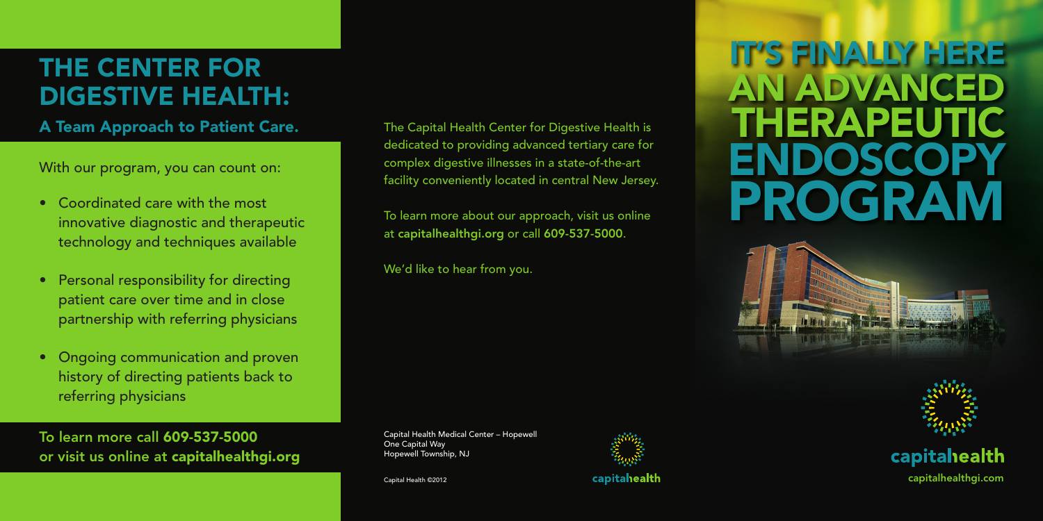# THE CENTER FOR DIGESTIVE HEALTH:

## A Team Approach to Patient Care.

With our program, you can count on:

- Coordinated care with the most innovative diagnostic and therapeutic technology and techniques available
- Personal responsibility for directing patient care over time and in close partnership with referring physicians
- Ongoing communication and proven history of directing patients back to referring physicians

**To learn more call 609-537-5000 or visit us online at capitalhealthgi.org**

The Capital Health Center for Digestive Health is dedicated to providing advanced tertiary care for complex digestive illnesses in a state-of-the-art facility conveniently located in central New Jersey.

To learn more about our approach, visit us online at **capitalhealthgi.org** or call **609-537-5000**.

We'd like to hear from you.

Capital Health Medical Center – Hopewell
One Capital Way
Hopewell Township, NJ

Capital Health ©2012

capitalhealth

# IT'S FINALLY HERE AN ADVANCED THERAPEUTIC ENDOSCOPY PROGRAM

capitalhealth

capitalhealthgi.com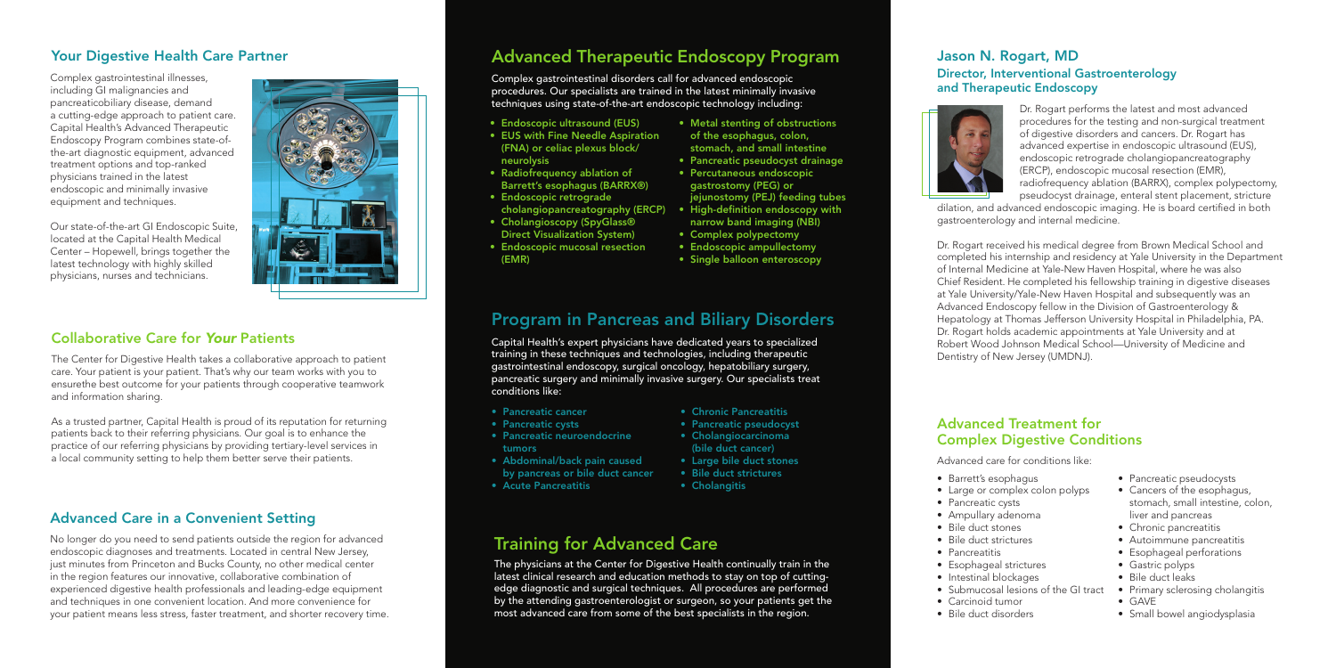## Your Digestive Health Care Partner

Complex gastrointestinal illnesses, including GI malignancies and pancreaticobiliary disease, demand a cutting-edge approach to patient care. Capital Health's Advanced Therapeutic Endoscopy Program combines state-of-the-art diagnostic equipment, advanced treatment options and top-ranked physicians trained in the latest endoscopic and minimally invasive equipment and techniques.

Our state-of-the-art GI Endoscopic Suite, located at the Capital Health Medical Center – Hopewell, brings together the latest technology with highly skilled physicians, nurses and technicians.

## Collaborative Care for *Your* Patients

The Center for Digestive Health takes a collaborative approach to patient care. Your patient is your patient. That's why our team works with you to ensurethe best outcome for your patients through cooperative teamwork and information sharing.

As a trusted partner, Capital Health is proud of its reputation for returning patients back to their referring physicians. Our goal is to enhance the practice of our referring physicians by providing tertiary-level services in a local community setting to help them better serve their patients.

## Advanced Care in a Convenient Setting

No longer do you need to send patients outside the region for advanced endoscopic diagnoses and treatments. Located in central New Jersey, just minutes from Princeton and Bucks County, no other medical center in the region features our innovative, collaborative combination of experienced digestive health professionals and leading-edge equipment and techniques in one convenient location. And more convenience for your patient means less stress, faster treatment, and shorter recovery time.

## Advanced Therapeutic Endoscopy Program

Complex gastrointestinal disorders call for advanced endoscopic procedures. Our specialists are trained in the latest minimally invasive techniques using state-of-the-art endoscopic technology including:

- Endoscopic ultrasound (EUS)
- EUS with Fine Needle Aspiration (FNA) or celiac plexus block/ neurolysis
- Radiofrequency ablation of Barrett's esophagus (BARRX®)
- Endoscopic retrograde cholangiopancreatography (ERCP)
- Cholangioscopy (SpyGlass® Direct Visualization System)
- Endoscopic mucosal resection (EMR)
- Metal stenting of obstructions of the esophagus, colon, stomach, and small intestine
- Pancreatic pseudocyst drainage
- Percutaneous endoscopic gastrostomy (PEG) or jejunostomy (PEJ) feeding tubes
- High-definition endoscopy with narrow band imaging (NBI)
- Complex polypectomy
- Endoscopic ampullectomy
- Single balloon enteroscopy

## Program in Pancreas and Biliary Disorders

Capital Health's expert physicians have dedicated years to specialized training in these techniques and technologies, including therapeutic gastrointestinal endoscopy, surgical oncology, hepatobiliary surgery, pancreatic surgery and minimally invasive surgery. Our specialists treat conditions like:

- Pancreatic cancer
- Pancreatic cysts
- Pancreatic neuroendocrine tumors
- Abdominal/back pain caused by pancreas or bile duct cancer
- Acute Pancreatitis
- Chronic Pancreatitis
- Pancreatic pseudocyst
- Cholangiocarcinoma (bile duct cancer)
- Large bile duct stones
- Bile duct strictures
- Cholangitis

## Training for Advanced Care

The physicians at the Center for Digestive Health continually train in the latest clinical research and education methods to stay on top of cutting-edge diagnostic and surgical techniques. All procedures are performed by the attending gastroenterologist or surgeon, so your patients get the most advanced care from some of the best specialists in the region.

## Jason N. Rogart, MD

### Director, Interventional Gastroenterology and Therapeutic Endoscopy

Dr. Rogart performs the latest and most advanced procedures for the testing and non-surgical treatment of digestive disorders and cancers. Dr. Rogart has advanced expertise in endoscopic ultrasound (EUS), endoscopic retrograde cholangiopancreatography (ERCP), endoscopic mucosal resection (EMR), radiofrequency ablation (BARRX), complex polypectomy, pseudocyst drainage, enteral stent placement, stricture dilation, and advanced endoscopic imaging. He is board certified in both gastroenterology and internal medicine.

Dr. Rogart received his medical degree from Brown Medical School and completed his internship and residency at Yale University in the Department of Internal Medicine at Yale-New Haven Hospital, where he was also Chief Resident. He completed his fellowship training in digestive diseases at Yale University/Yale-New Haven Hospital and subsequently was an Advanced Endoscopy fellow in the Division of Gastroenterology & Hepatology at Thomas Jefferson University Hospital in Philadelphia, PA. Dr. Rogart holds academic appointments at Yale University and at Robert Wood Johnson Medical School—University of Medicine and Dentistry of New Jersey (UMDNJ).

## Advanced Treatment for Complex Digestive Conditions

Advanced care for conditions like:

- Barrett's esophagus
- Large or complex colon polyps
- Pancreatic cysts
- Ampullary adenoma
- Bile duct stones
- Bile duct strictures
- Pancreatitis
- Esophageal strictures
- Intestinal blockages
- Submucosal lesions of the GI tract
- Carcinoid tumor
- Bile duct disorders
- Pancreatic pseudocysts
- Cancers of the esophagus, stomach, small intestine, colon, liver and pancreas
- Chronic pancreatitis
- Autoimmune pancreatitis
- Esophageal perforations
- Gastric polyps
- Bile duct leaks
- Primary sclerosing cholangitis
- GAVE
- Small bowel angiodysplasia